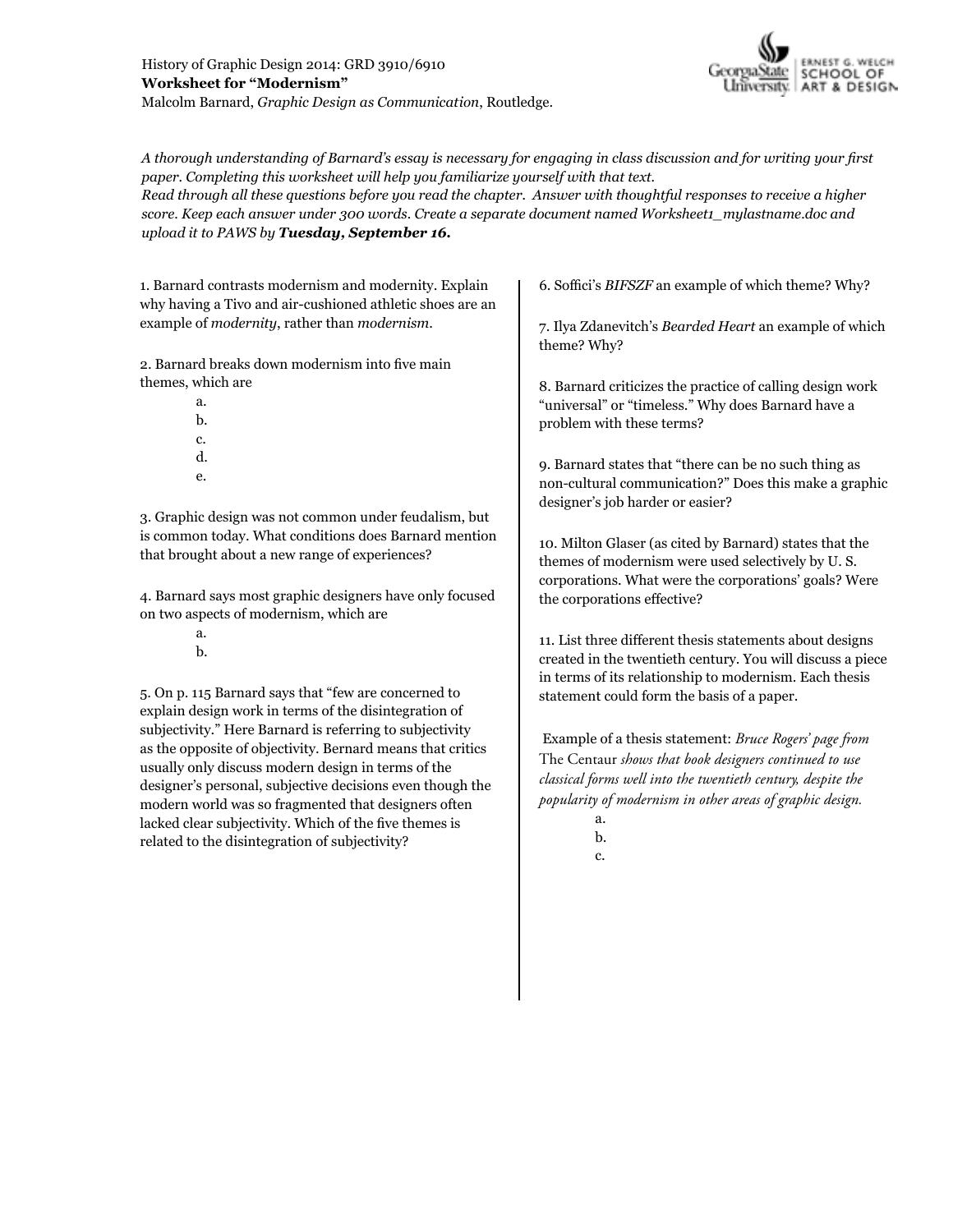History of Graphic Design 2014: GRD 3910/6910
**Worksheet for "Modernism"**
Malcolm Barnard, *Graphic Design as Communication*, Routledge.

*A thorough understanding of Barnard's essay is necessary for engaging in class discussion and for writing your first paper. Completing this worksheet will help you familiarize yourself with that text.*
*Read through all these questions before you read the chapter. Answer with thoughtful responses to receive a higher score. Keep each answer under 300 words. Create a separate document named Worksheet1_mylastname.doc and upload it to PAWS by* ***Tuesday, September 16.***

1. Barnard contrasts modernism and modernity. Explain why having a Tivo and air-cushioned athletic shoes are an example of *modernity*, rather than *modernism*.

2. Barnard breaks down modernism into five main themes, which are
   a.
   b.
   c.
   d.
   e.

3. Graphic design was not common under feudalism, but is common today. What conditions does Barnard mention that brought about a new range of experiences?

4. Barnard says most graphic designers have only focused on two aspects of modernism, which are
   a.
   b.

5. On p. 115 Barnard says that "few are concerned to explain design work in terms of the disintegration of subjectivity." Here Barnard is referring to subjectivity as the opposite of objectivity. Bernard means that critics usually only discuss modern design in terms of the designer's personal, subjective decisions even though the modern world was so fragmented that designers often lacked clear subjectivity. Which of the five themes is related to the disintegration of subjectivity?

6. Soffici's *BIFSZF* an example of which theme? Why?

7. Ilya Zdanevitch's *Bearded Heart* an example of which theme? Why?

8. Barnard criticizes the practice of calling design work "universal" or "timeless." Why does Barnard have a problem with these terms?

9. Barnard states that "there can be no such thing as non-cultural communication?" Does this make a graphic designer's job harder or easier?

10. Milton Glaser (as cited by Barnard) states that the themes of modernism were used selectively by U. S. corporations. What were the corporations' goals? Were the corporations effective?

11. List three different thesis statements about designs created in the twentieth century. You will discuss a piece in terms of its relationship to modernism. Each thesis statement could form the basis of a paper.

Example of a thesis statement: *Bruce Rogers' page from* The Centaur *shows that book designers continued to use classical forms well into the twentieth century, despite the popularity of modernism in other areas of graphic design.*
   a.
   b.
   c.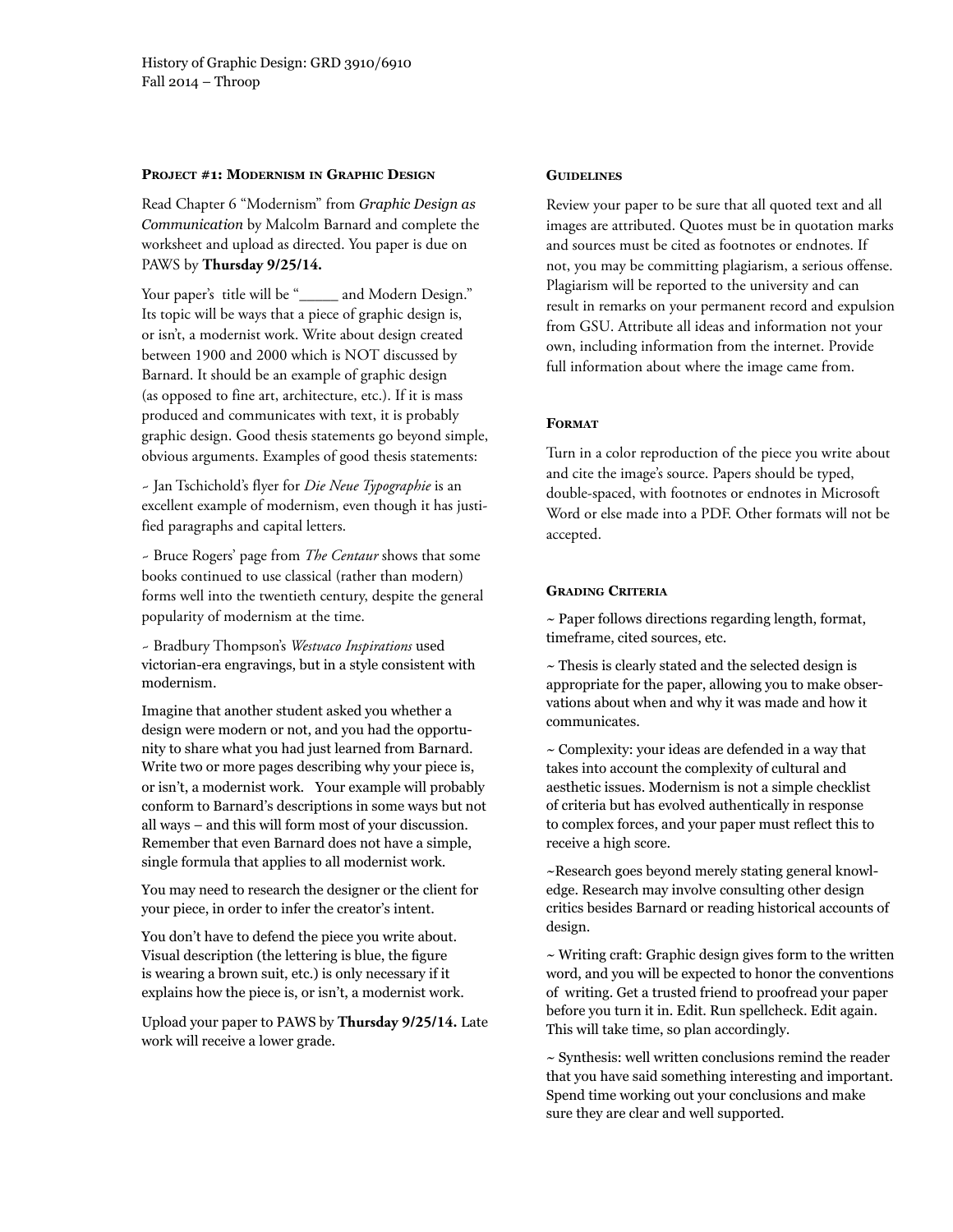History of Graphic Design: GRD 3910/6910
Fall 2014 – Throop

### Project #1: Modernism in Graphic Design

Read Chapter 6 "Modernism" from *Graphic Design as Communication* by Malcolm Barnard and complete the worksheet and upload as directed. You paper is due on PAWS by **Thursday 9/25/14.**

Your paper's title will be "_____ and Modern Design." Its topic will be ways that a piece of graphic design is, or isn't, a modernist work. Write about design created between 1900 and 2000 which is NOT discussed by Barnard. It should be an example of graphic design (as opposed to fine art, architecture, etc.). If it is mass produced and communicates with text, it is probably graphic design. Good thesis statements go beyond simple, obvious arguments. Examples of good thesis statements:

~ Jan Tschichold's flyer for *Die Neue Typographie* is an excellent example of modernism, even though it has justified paragraphs and capital letters.

~ Bruce Rogers' page from *The Centaur* shows that some books continued to use classical (rather than modern) forms well into the twentieth century, despite the general popularity of modernism at the time.

~ Bradbury Thompson's *Westvaco Inspirations* used victorian-era engravings, but in a style consistent with modernism.

Imagine that another student asked you whether a design were modern or not, and you had the opportunity to share what you had just learned from Barnard. Write two or more pages describing why your piece is, or isn't, a modernist work. Your example will probably conform to Barnard's descriptions in some ways but not all ways – and this will form most of your discussion. Remember that even Barnard does not have a simple, single formula that applies to all modernist work.

You may need to research the designer or the client for your piece, in order to infer the creator's intent.

You don't have to defend the piece you write about. Visual description (the lettering is blue, the figure is wearing a brown suit, etc.) is only necessary if it explains how the piece is, or isn't, a modernist work.

Upload your paper to PAWS by **Thursday 9/25/14.** Late work will receive a lower grade.

### Guidelines

Review your paper to be sure that all quoted text and all images are attributed. Quotes must be in quotation marks and sources must be cited as footnotes or endnotes. If not, you may be committing plagiarism, a serious offense. Plagiarism will be reported to the university and can result in remarks on your permanent record and expulsion from GSU. Attribute all ideas and information not your own, including information from the internet. Provide full information about where the image came from.

### Format

Turn in a color reproduction of the piece you write about and cite the image's source. Papers should be typed, double-spaced, with footnotes or endnotes in Microsoft Word or else made into a PDF. Other formats will not be accepted.

### Grading Criteria

~ Paper follows directions regarding length, format, timeframe, cited sources, etc.

~ Thesis is clearly stated and the selected design is appropriate for the paper, allowing you to make observations about when and why it was made and how it communicates.

~ Complexity: your ideas are defended in a way that takes into account the complexity of cultural and aesthetic issues. Modernism is not a simple checklist of criteria but has evolved authentically in response to complex forces, and your paper must reflect this to receive a high score.

~Research goes beyond merely stating general knowledge. Research may involve consulting other design critics besides Barnard or reading historical accounts of design.

~ Writing craft: Graphic design gives form to the written word, and you will be expected to honor the conventions of writing. Get a trusted friend to proofread your paper before you turn it in. Edit. Run spellcheck. Edit again. This will take time, so plan accordingly.

~ Synthesis: well written conclusions remind the reader that you have said something interesting and important. Spend time working out your conclusions and make sure they are clear and well supported.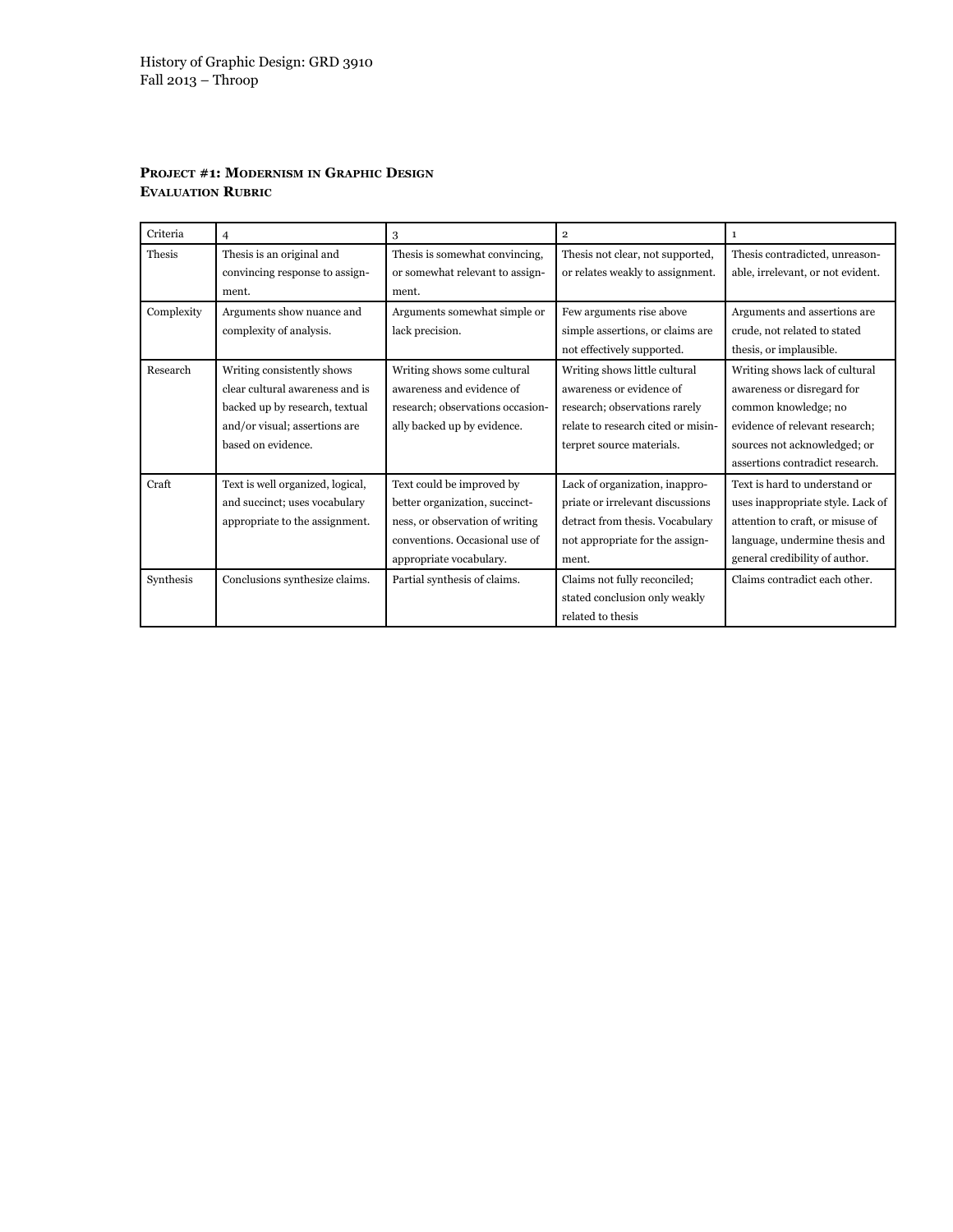History of Graphic Design: GRD 3910
Fall 2013 – Throop

**Project #1: Modernism in Graphic Design**
**Evaluation Rubric**

| Criteria | 4 | 3 | 2 | 1 |
| --- | --- | --- | --- | --- |
| Thesis | Thesis is an original and convincing response to assignment. | Thesis is somewhat convincing, or somewhat relevant to assignment. | Thesis not clear, not supported, or relates weakly to assignment. | Thesis contradicted, unreasonable, irrelevant, or not evident. |
| Complexity | Arguments show nuance and complexity of analysis. | Arguments somewhat simple or lack precision. | Few arguments rise above simple assertions, or claims are not effectively supported. | Arguments and assertions are crude, not related to stated thesis, or implausible. |
| Research | Writing consistently shows clear cultural awareness and is backed up by research, textual and/or visual; assertions are based on evidence. | Writing shows some cultural awareness and evidence of research; observations occasionally backed up by evidence. | Writing shows little cultural awareness or evidence of research; observations rarely relate to research cited or misinterpret source materials. | Writing shows lack of cultural awareness or disregard for common knowledge; no evidence of relevant research; sources not acknowledged; or assertions contradict research. |
| Craft | Text is well organized, logical, and succinct; uses vocabulary appropriate to the assignment. | Text could be improved by better organization, succinctness, or observation of writing conventions. Occasional use of appropriate vocabulary. | Lack of organization, inappropriate or irrelevant discussions detract from thesis. Vocabulary not appropriate for the assignment. | Text is hard to understand or uses inappropriate style. Lack of attention to craft, or misuse of language, undermine thesis and general credibility of author. |
| Synthesis | Conclusions synthesize claims. | Partial synthesis of claims. | Claims not fully reconciled; stated conclusion only weakly related to thesis | Claims contradict each other. |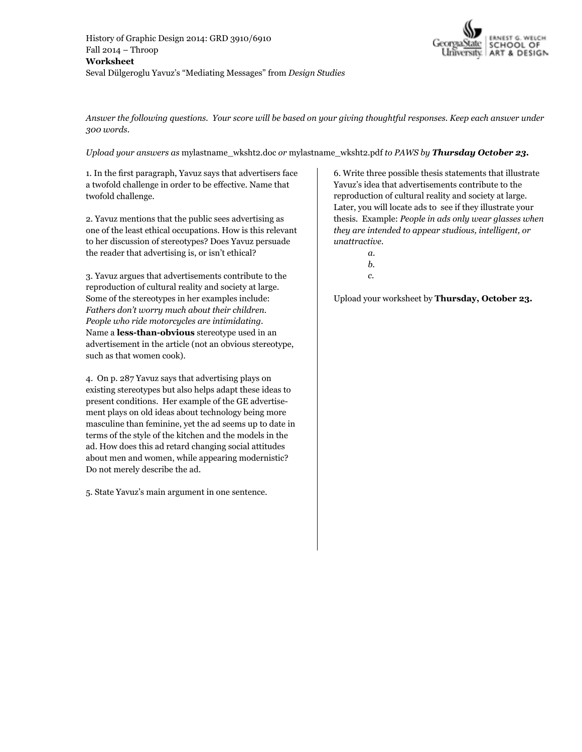History of Graphic Design 2014: GRD 3910/6910
Fall 2014 – Throop
**Worksheet**
Seval Dülgeroglu Yavuz's "Mediating Messages" from *Design Studies*

*Answer the following questions. Your score will be based on your giving thoughtful responses. Keep each answer under 300 words.*

*Upload your answers as* mylastname_wksht2.doc *or* mylastname_wksht2.pdf *to PAWS by* ***Thursday October 23.***

1. In the first paragraph, Yavuz says that advertisers face a twofold challenge in order to be effective. Name that twofold challenge.

2. Yavuz mentions that the public sees advertising as one of the least ethical occupations. How is this relevant to her discussion of stereotypes? Does Yavuz persuade the reader that advertising is, or isn't ethical?

3. Yavuz argues that advertisements contribute to the reproduction of cultural reality and society at large. Some of the stereotypes in her examples include: *Fathers don't worry much about their children. People who ride motorcycles are intimidating*. Name a **less-than-obvious** stereotype used in an advertisement in the article (not an obvious stereotype, such as that women cook).

4. On p. 287 Yavuz says that advertising plays on existing stereotypes but also helps adapt these ideas to present conditions. Her example of the GE advertisement plays on old ideas about technology being more masculine than feminine, yet the ad seems up to date in terms of the style of the kitchen and the models in the ad. How does this ad retard changing social attitudes about men and women, while appearing modernistic? Do not merely describe the ad.

5. State Yavuz's main argument in one sentence.

6. Write three possible thesis statements that illustrate Yavuz's idea that advertisements contribute to the reproduction of cultural reality and society at large. Later, you will locate ads to see if they illustrate your thesis. Example: *People in ads only wear glasses when they are intended to appear studious, intelligent, or unattractive.*

   *a.*
   *b.*
   *c.*

Upload your worksheet by **Thursday, October 23.**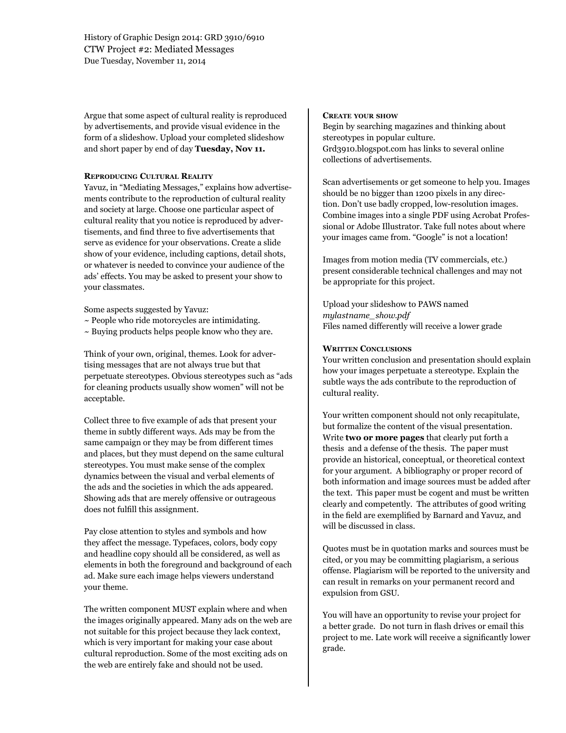History of Graphic Design 2014: GRD 3910/6910
CTW Project #2: Mediated Messages
Due Tuesday, November 11, 2014

Argue that some aspect of cultural reality is reproduced by advertisements, and provide visual evidence in the form of a slideshow. Upload your completed slideshow and short paper by end of day **Tuesday, Nov 11.**

#### Reproducing Cultural Reality

Yavuz, in "Mediating Messages," explains how advertisements contribute to the reproduction of cultural reality and society at large. Choose one particular aspect of cultural reality that you notice is reproduced by advertisements, and find three to five advertisements that serve as evidence for your observations. Create a slide show of your evidence, including captions, detail shots, or whatever is needed to convince your audience of the ads' effects. You may be asked to present your show to your classmates.

Some aspects suggested by Yavuz:
~ People who ride motorcycles are intimidating.
~ Buying products helps people know who they are.

Think of your own, original, themes. Look for advertising messages that are not always true but that perpetuate stereotypes. Obvious stereotypes such as "ads for cleaning products usually show women" will not be acceptable.

Collect three to five example of ads that present your theme in subtly different ways. Ads may be from the same campaign or they may be from different times and places, but they must depend on the same cultural stereotypes. You must make sense of the complex dynamics between the visual and verbal elements of the ads and the societies in which the ads appeared. Showing ads that are merely offensive or outrageous does not fulfill this assignment.

Pay close attention to styles and symbols and how they affect the message. Typefaces, colors, body copy and headline copy should all be considered, as well as elements in both the foreground and background of each ad. Make sure each image helps viewers understand your theme.

The written component MUST explain where and when the images originally appeared. Many ads on the web are not suitable for this project because they lack context, which is very important for making your case about cultural reproduction. Some of the most exciting ads on the web are entirely fake and should not be used.

#### Create your show

Begin by searching magazines and thinking about stereotypes in popular culture.
Grd3910.blogspot.com has links to several online collections of advertisements.

Scan advertisements or get someone to help you. Images should be no bigger than 1200 pixels in any direction. Don't use badly cropped, low-resolution images. Combine images into a single PDF using Acrobat Professional or Adobe Illustrator. Take full notes about where your images came from. "Google" is not a location!

Images from motion media (TV commercials, etc.) present considerable technical challenges and may not be appropriate for this project.

Upload your slideshow to PAWS named
*mylastname_show.pdf*
Files named differently will receive a lower grade

#### Written Conclusions

Your written conclusion and presentation should explain how your images perpetuate a stereotype. Explain the subtle ways the ads contribute to the reproduction of cultural reality.

Your written component should not only recapitulate, but formalize the content of the visual presentation. Write **two or more pages** that clearly put forth a thesis and a defense of the thesis. The paper must provide an historical, conceptual, or theoretical context for your argument. A bibliography or proper record of both information and image sources must be added after the text. This paper must be cogent and must be written clearly and competently. The attributes of good writing in the field are exemplified by Barnard and Yavuz, and will be discussed in class.

Quotes must be in quotation marks and sources must be cited, or you may be committing plagiarism, a serious offense. Plagiarism will be reported to the university and can result in remarks on your permanent record and expulsion from GSU.

You will have an opportunity to revise your project for a better grade. Do not turn in flash drives or email this project to me. Late work will receive a significantly lower grade.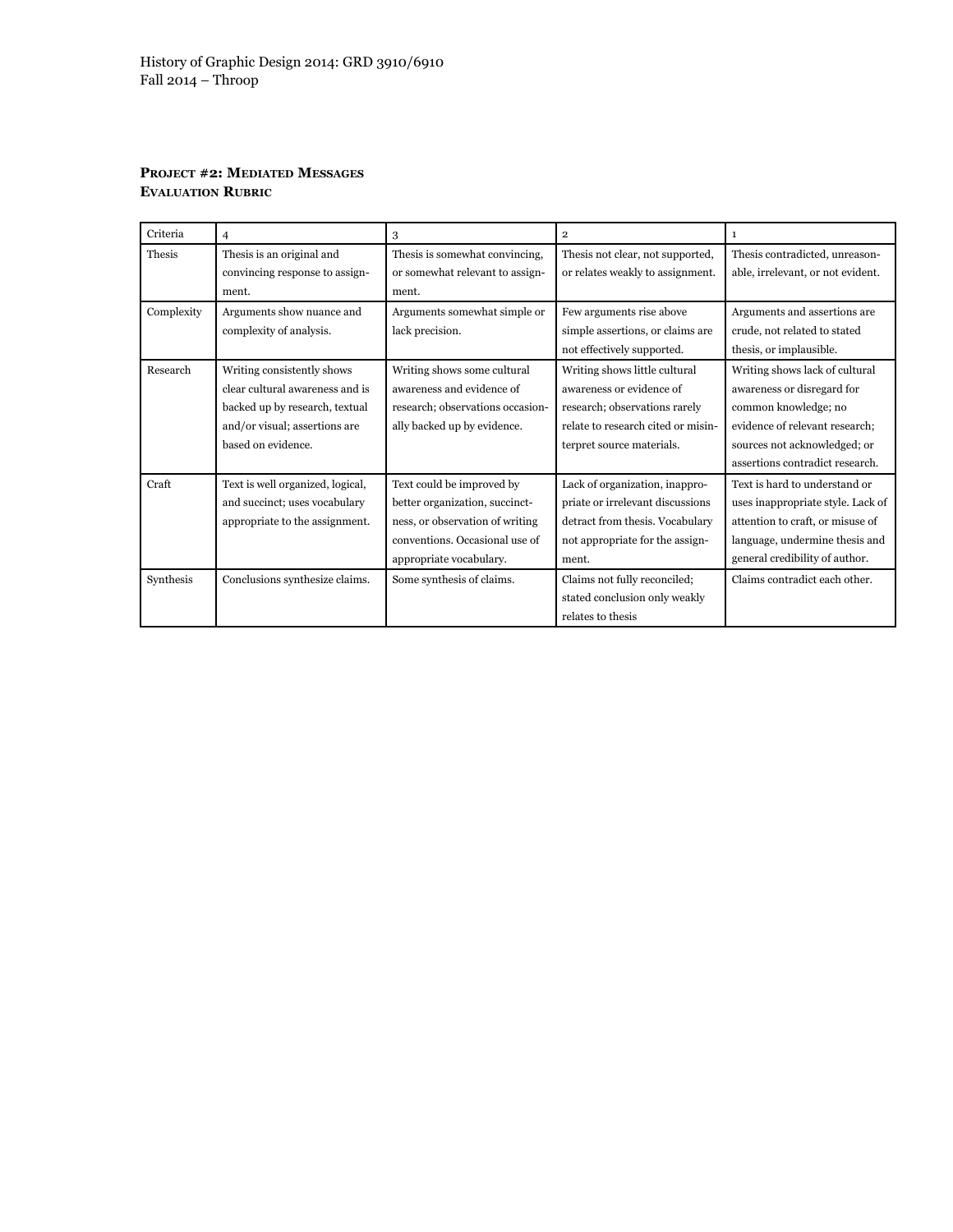## Project #2: Mediated Messages
## Evaluation Rubric

| Criteria | 4 | 3 | 2 | 1 |
|---|---|---|---|---|
| Thesis | Thesis is an original and convincing response to assignment. | Thesis is somewhat convincing, or somewhat relevant to assignment. | Thesis not clear, not supported, or relates weakly to assignment. | Thesis contradicted, unreasonable, irrelevant, or not evident. |
| Complexity | Arguments show nuance and complexity of analysis. | Arguments somewhat simple or lack precision. | Few arguments rise above simple assertions, or claims are not effectively supported. | Arguments and assertions are crude, not related to stated thesis, or implausible. |
| Research | Writing consistently shows clear cultural awareness and is backed up by research, textual and/or visual; assertions are based on evidence. | Writing shows some cultural awareness and evidence of research; observations occasionally backed up by evidence. | Writing shows little cultural awareness or evidence of research; observations rarely relate to research cited or misinterpret source materials. | Writing shows lack of cultural awareness or disregard for common knowledge; no evidence of relevant research; sources not acknowledged; or assertions contradict research. |
| Craft | Text is well organized, logical, and succinct; uses vocabulary appropriate to the assignment. | Text could be improved by better organization, succinctness, or observation of writing conventions. Occasional use of appropriate vocabulary. | Lack of organization, inappropriate or irrelevant discussions detract from thesis. Vocabulary not appropriate for the assignment. | Text is hard to understand or uses inappropriate style. Lack of attention to craft, or misuse of language, undermine thesis and general credibility of author. |
| Synthesis | Conclusions synthesize claims. | Some synthesis of claims. | Claims not fully reconciled; stated conclusion only weakly relates to thesis | Claims contradict each other. |